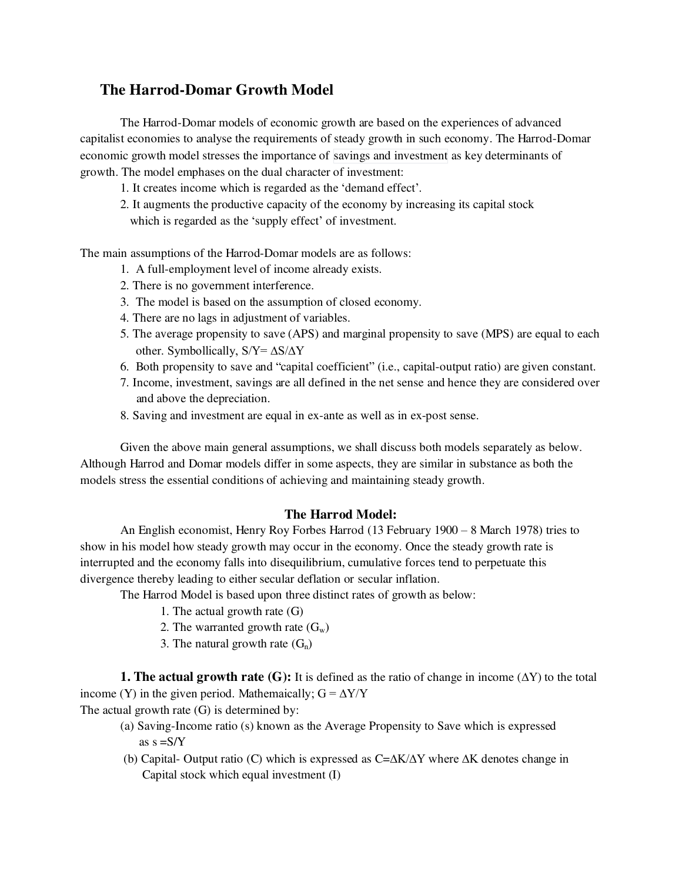# The Harrod-Domar Growth Model

The Harrod-Domar models of economic growth are based on the experiences of advanced capitalist economies to analyse the requirements of steady growth in such economy. The Harrod-Domar economic growth model stresses the importance of savings and investment as key determinants of growth. The model emphases on the dual character of investment:

1. It creates income which is regarded as the 'demand effect'.
2. It augments the productive capacity of the economy by increasing its capital stock which is regarded as the 'supply effect' of investment.

The main assumptions of the Harrod-Domar models are as follows:

1. A full-employment level of income already exists.
2. There is no government interference.
3. The model is based on the assumption of closed economy.
4. There are no lags in adjustment of variables.
5. The average propensity to save (APS) and marginal propensity to save (MPS) are equal to each other. Symbollically, $S/Y = \Delta S/\Delta Y$
6. Both propensity to save and "capital coefficient" (i.e., capital-output ratio) are given constant.
7. Income, investment, savings are all defined in the net sense and hence they are considered over and above the depreciation.
8. Saving and investment are equal in ex-ante as well as in ex-post sense.

Given the above main general assumptions, we shall discuss both models separately as below. Although Harrod and Domar models differ in some aspects, they are similar in substance as both the models stress the essential conditions of achieving and maintaining steady growth.

## The Harrod Model:

An English economist, Henry Roy Forbes Harrod (13 February 1900 – 8 March 1978) tries to show in his model how steady growth may occur in the economy. Once the steady growth rate is interrupted and the economy falls into disequilibrium, cumulative forces tend to perpetuate this divergence thereby leading to either secular deflation or secular inflation.

The Harrod Model is based upon three distinct rates of growth as below:

1. The actual growth rate (G)
2. The warranted growth rate ($G_w$)
3. The natural growth rate ($G_n$)

**1. The actual growth rate (G):** It is defined as the ratio of change in income ($\Delta Y$) to the total income (Y) in the given period. Mathemaically; $G = \Delta Y/Y$

The actual growth rate (G) is determined by:

(a) Saving-Income ratio (s) known as the Average Propensity to Save which is expressed as $s = S/Y$

(b) Capital- Output ratio (C) which is expressed as $C = \Delta K/\Delta Y$ where $\Delta K$ denotes change in Capital stock which equal investment (I)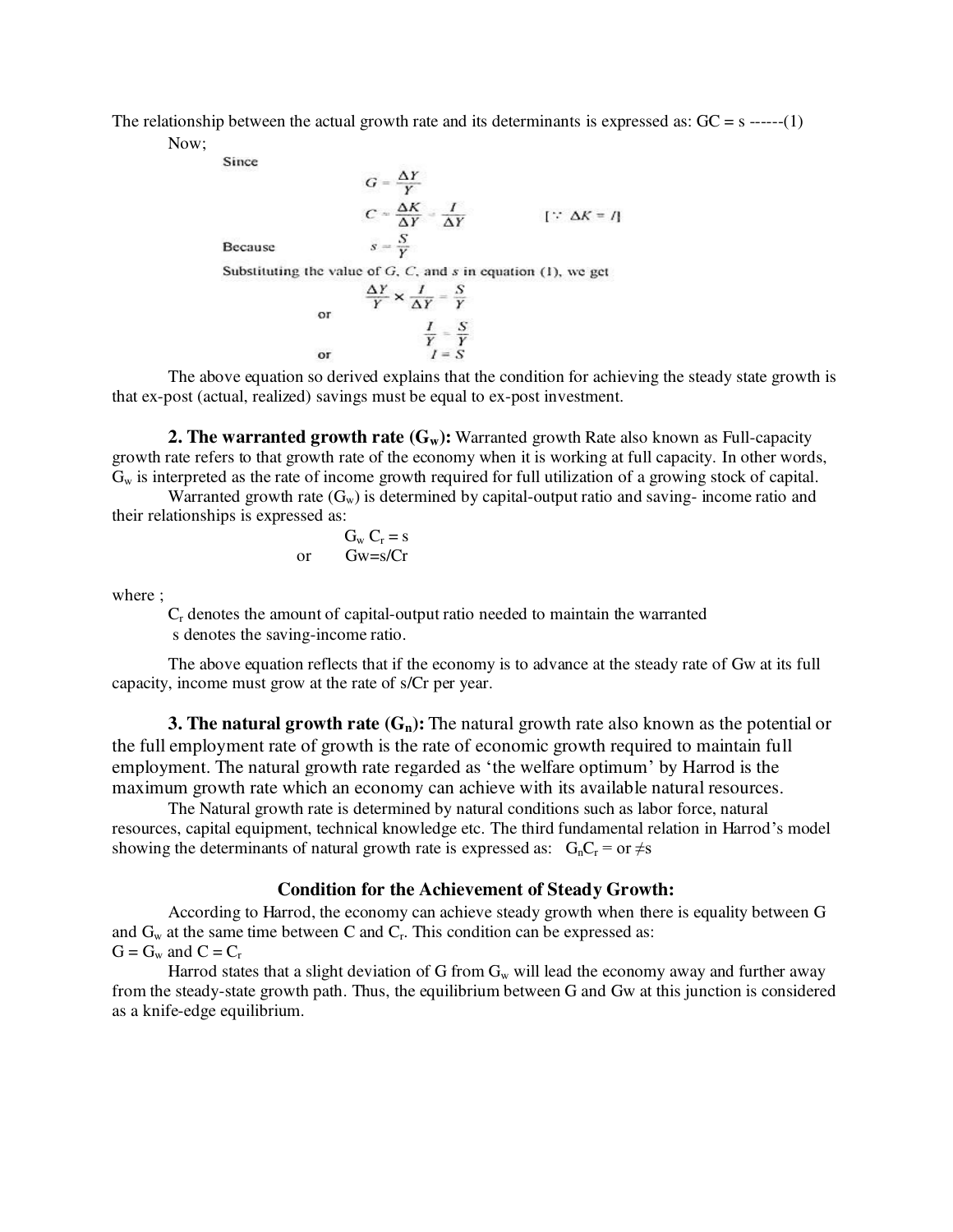The relationship between the actual growth rate and its determinants is expressed as: GC = s ------(1)

Now;

Since

$$G = \frac{\Delta Y}{Y}$$

$$C = \frac{\Delta K}{\Delta Y} = \frac{I}{\Delta Y} \qquad [\because \Delta K = I]$$

Because $\quad s = \frac{S}{Y}$

Substituting the value of $G$, $C$, and $s$ in equation (1), we get

$$\frac{\Delta Y}{Y} \times \frac{I}{\Delta Y} = \frac{S}{Y}$$

or

$$\frac{I}{Y} = \frac{S}{Y}$$

or

$$I = S$$

The above equation so derived explains that the condition for achieving the steady state growth is that ex-post (actual, realized) savings must be equal to ex-post investment.

**2. The warranted growth rate ($G_w$):** Warranted growth Rate also known as Full-capacity growth rate refers to that growth rate of the economy when it is working at full capacity. In other words, $G_w$ is interpreted as the rate of income growth required for full utilization of a growing stock of capital.

Warranted growth rate ($G_w$) is determined by capital-output ratio and saving- income ratio and their relationships is expressed as:

$$G_w C_r = s$$

or

$$G_w = s/C_r$$

where ;

$C_r$ denotes the amount of capital-output ratio needed to maintain the warranted

s denotes the saving-income ratio.

The above equation reflects that if the economy is to advance at the steady rate of Gw at its full capacity, income must grow at the rate of s/Cr per year.

**3. The natural growth rate ($G_n$):** The natural growth rate also known as the potential or the full employment rate of growth is the rate of economic growth required to maintain full employment. The natural growth rate regarded as 'the welfare optimum' by Harrod is the maximum growth rate which an economy can achieve with its available natural resources.

The Natural growth rate is determined by natural conditions such as labor force, natural resources, capital equipment, technical knowledge etc. The third fundamental relation in Harrod's model showing the determinants of natural growth rate is expressed as: $G_n C_r =$ or $\neq s$

### Condition for the Achievement of Steady Growth:

According to Harrod, the economy can achieve steady growth when there is equality between G and $G_w$ at the same time between C and $C_r$. This condition can be expressed as:

$G = G_w$ and $C = C_r$

Harrod states that a slight deviation of G from $G_w$ will lead the economy away and further away from the steady-state growth path. Thus, the equilibrium between G and Gw at this junction is considered as a knife-edge equilibrium.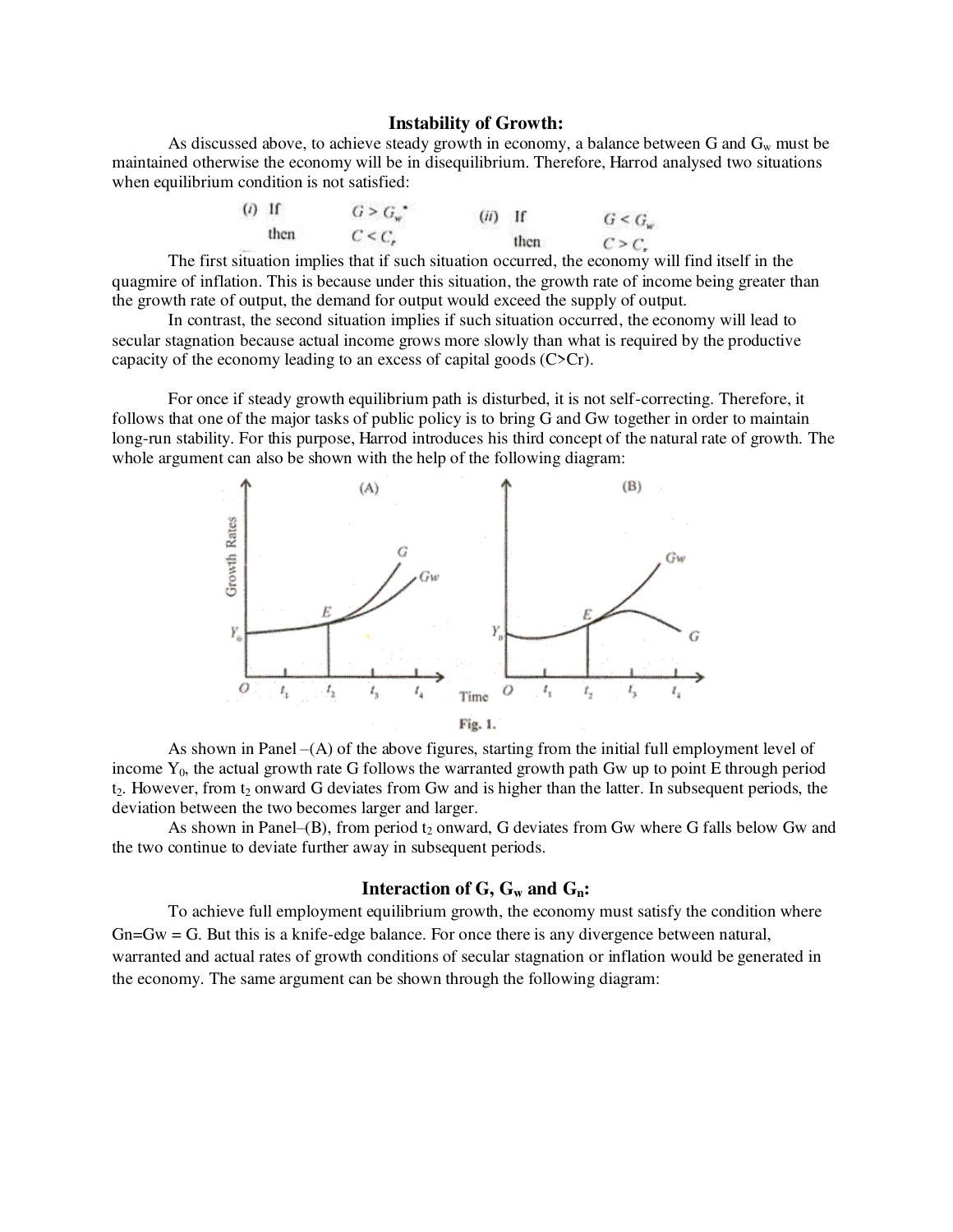## Instability of Growth:

As discussed above, to achieve steady growth in economy, a balance between G and $G_w$ must be maintained otherwise the economy will be in disequilibrium. Therefore, Harrod analysed two situations when equilibrium condition is not satisfied:

(*i*) If $G > G_w^*$ then $C < C_r$ (*ii*) If $G < G_w$ then $C > C_r$

The first situation implies that if such situation occurred, the economy will find itself in the quagmire of inflation. This is because under this situation, the growth rate of income being greater than the growth rate of output, the demand for output would exceed the supply of output.

In contrast, the second situation implies if such situation occurred, the economy will lead to secular stagnation because actual income grows more slowly than what is required by the productive capacity of the economy leading to an excess of capital goods (C>Cr).

For once if steady growth equilibrium path is disturbed, it is not self-correcting. Therefore, it follows that one of the major tasks of public policy is to bring G and Gw together in order to maintain long-run stability. For this purpose, Harrod introduces his third concept of the natural rate of growth. The whole argument can also be shown with the help of the following diagram:

Fig. 1.

As shown in Panel –(A) of the above figures, starting from the initial full employment level of income $Y_0$, the actual growth rate G follows the warranted growth path Gw up to point E through period $t_2$. However, from $t_2$ onward G deviates from Gw and is higher than the latter. In subsequent periods, the deviation between the two becomes larger and larger.

As shown in Panel–(B), from period $t_2$ onward, G deviates from Gw where G falls below Gw and the two continue to deviate further away in subsequent periods.

## Interaction of G, $G_w$ and $G_n$:

To achieve full employment equilibrium growth, the economy must satisfy the condition where Gn=Gw = G. But this is a knife-edge balance. For once there is any divergence between natural, warranted and actual rates of growth conditions of secular stagnation or inflation would be generated in the economy. The same argument can be shown through the following diagram: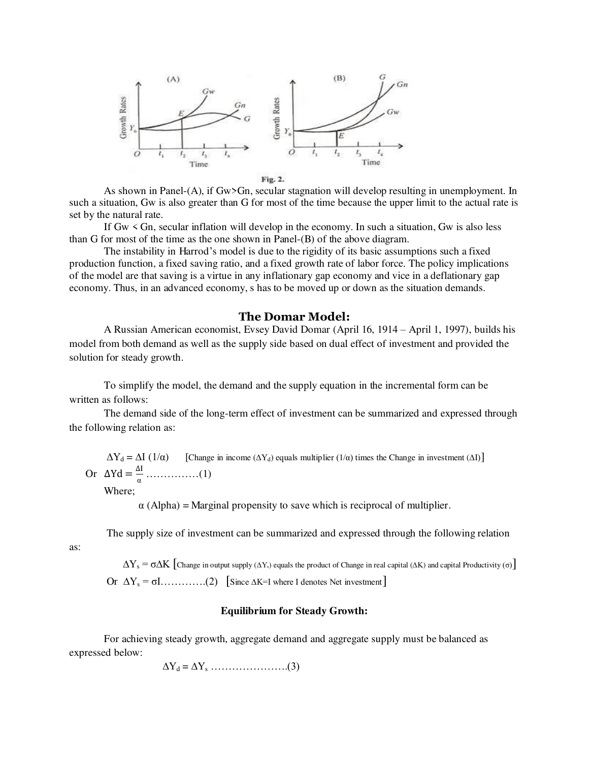Fig. 2.

As shown in Panel-(A), if Gw>Gn, secular stagnation will develop resulting in unemployment. In such a situation, Gw is also greater than G for most of the time because the upper limit to the actual rate is set by the natural rate.

If Gw < Gn, secular inflation will develop in the economy. In such a situation, Gw is also less than G for most of the time as the one shown in Panel-(B) of the above diagram.

The instability in Harrod's model is due to the rigidity of its basic assumptions such a fixed production function, a fixed saving ratio, and a fixed growth rate of labor force. The policy implications of the model are that saving is a virtue in any inflationary gap economy and vice in a deflationary gap economy. Thus, in an advanced economy, s has to be moved up or down as the situation demands.

## The Domar Model:

A Russian American economist, Evsey David Domar (April 16, 1914 – April 1, 1997), builds his model from both demand as well as the supply side based on dual effect of investment and provided the solution for steady growth.

To simplify the model, the demand and the supply equation in the incremental form can be written as follows:

The demand side of the long-term effect of investment can be summarized and expressed through the following relation as:

$\Delta Y_d = \Delta I \ (1/\alpha)$ [Change in income ($\Delta Y_d$) equals multiplier ($1/\alpha$) times the Change in investment ($\Delta I$)]

Or $\Delta Yd = \frac{\Delta I}{\alpha}$ ……………(1)

Where;

$\alpha$ (Alpha) = Marginal propensity to save which is reciprocal of multiplier.

The supply size of investment can be summarized and expressed through the following relation as:

$\Delta Y_s = \sigma \Delta K$ [Change in output supply ($\Delta Y_s$) equals the product of Change in real capital ($\Delta K$) and capital Productivity ($\sigma$)]

Or $\Delta Y_s = \sigma I$…………(2) [Since $\Delta K = I$ where I denotes Net investment]

**Equilibrium for Steady Growth:**

For achieving steady growth, aggregate demand and aggregate supply must be balanced as expressed below:

$\Delta Y_d = \Delta Y_s$ ………………….(3)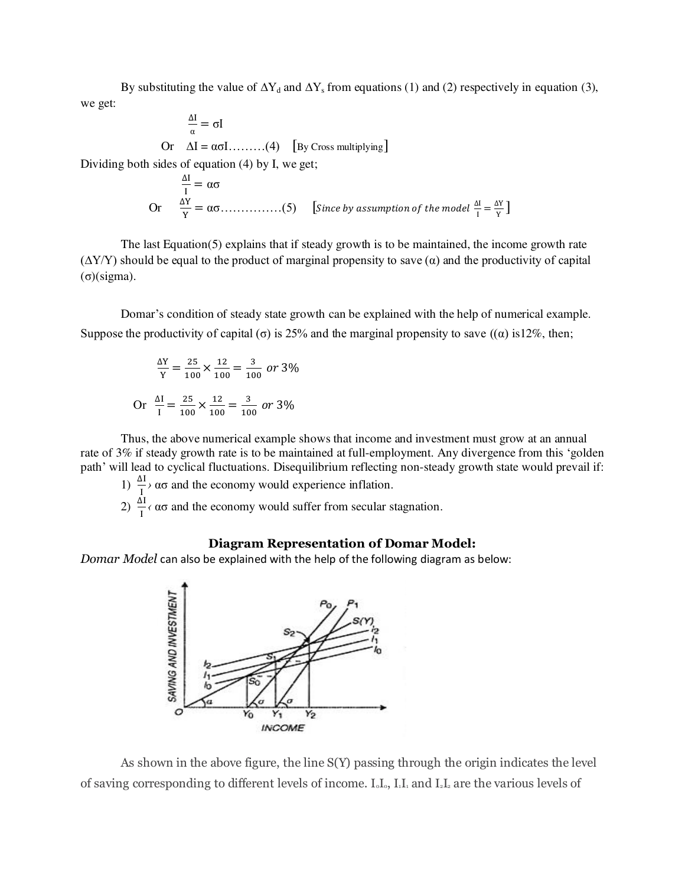By substituting the value of $\Delta Y_d$ and $\Delta Y_s$ from equations (1) and (2) respectively in equation (3), we get:

$$\frac{\Delta I}{\alpha} = \sigma I$$

Or $\Delta I = \alpha\sigma I$………(4) [By Cross multiplying]

Dividing both sides of equation (4) by I, we get;

$$\frac{\Delta I}{I} = \alpha\sigma$$

Or $\frac{\Delta Y}{Y} = \alpha\sigma$……………(5) [*Since by assumption of the model* $\frac{\Delta I}{I} = \frac{\Delta Y}{Y}$]

The last Equation(5) explains that if steady growth is to be maintained, the income growth rate ($\Delta Y/Y$) should be equal to the product of marginal propensity to save ($\alpha$) and the productivity of capital ($\sigma$)(sigma).

Domar's condition of steady state growth can be explained with the help of numerical example. Suppose the productivity of capital ($\sigma$) is 25% and the marginal propensity to save (($\alpha$) is12%, then;

$$\frac{\Delta Y}{Y} = \frac{25}{100} \times \frac{12}{100} = \frac{3}{100} \text{ or } 3\%$$

Or $\frac{\Delta I}{I} = \frac{25}{100} \times \frac{12}{100} = \frac{3}{100} \text{ or } 3\%$

Thus, the above numerical example shows that income and investment must grow at an annual rate of 3% if steady growth rate is to be maintained at full-employment. Any divergence from this 'golden path' will lead to cyclical fluctuations. Disequilibrium reflecting non-steady growth state would prevail if:

1) $\frac{\Delta I}{I} > \alpha\sigma$ and the economy would experience inflation.
2) $\frac{\Delta I}{I} < \alpha\sigma$ and the economy would suffer from secular stagnation.

## Diagram Representation of Domar Model:

*Domar Model* can also be explained with the help of the following diagram as below:

As shown in the above figure, the line S(Y) passing through the origin indicates the level of saving corresponding to different levels of income. $I_0I_0$, $I_1I_1$ and $I_2I_2$ are the various levels of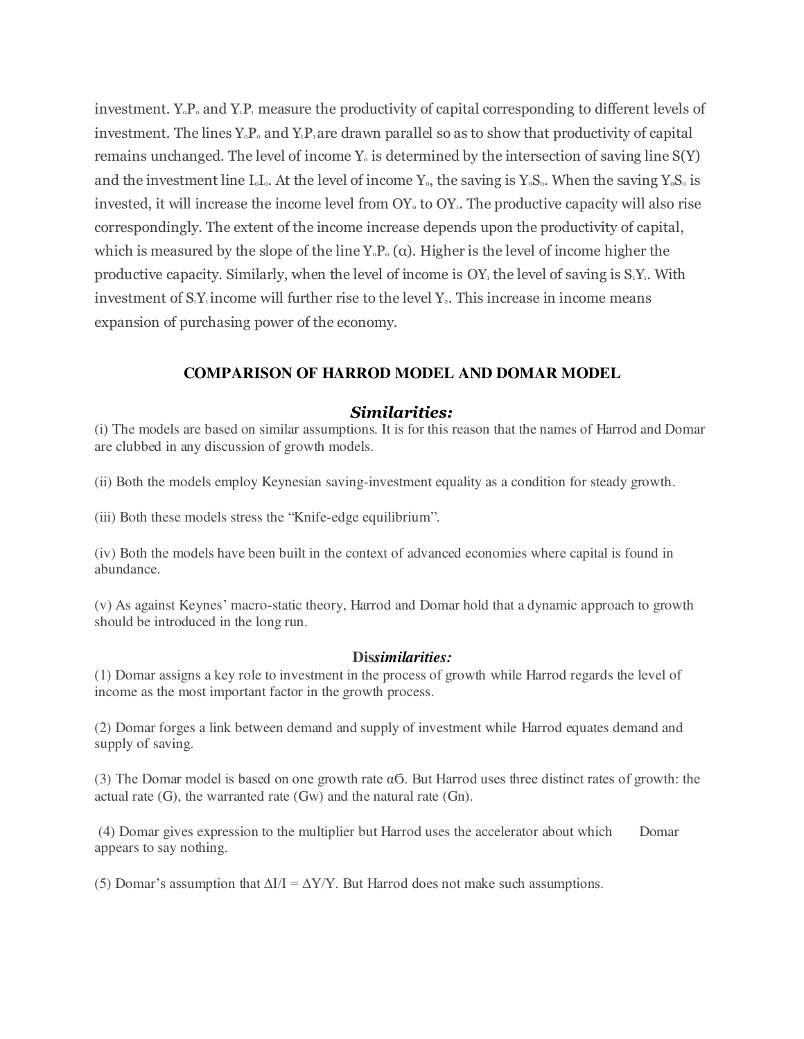investment. $Y_oP_o$ and $Y_1P_1$ measure the productivity of capital corresponding to different levels of investment. The lines $Y_oP_o$ and $Y_1P_1$ are drawn parallel so as to show that productivity of capital remains unchanged. The level of income $Y_o$ is determined by the intersection of saving line S(Y) and the investment line $I_oI_o$. At the level of income $Y_o$, the saving is $Y_oS_o$. When the saving $Y_oS_o$ is invested, it will increase the income level from $OY_o$ to $OY_1$. The productive capacity will also rise correspondingly. The extent of the income increase depends upon the productivity of capital, which is measured by the slope of the line $Y_oP_o$ ($\alpha$). Higher is the level of income higher the productive capacity. Similarly, when the level of income is $OY_1$ the level of saving is $S_1Y_1$. With investment of $S_1Y_1$ income will further rise to the level $Y_2$. This increase in income means expansion of purchasing power of the economy.

## COMPARISON OF HARROD MODEL AND DOMAR MODEL

### *Similarities:*

(i) The models are based on similar assumptions. It is for this reason that the names of Harrod and Domar are clubbed in any discussion of growth models.

(ii) Both the models employ Keynesian saving-investment equality as a condition for steady growth.

(iii) Both these models stress the "Knife-edge equilibrium".

(iv) Both the models have been built in the context of advanced economies where capital is found in abundance.

(v) As against Keynes' macro-static theory, Harrod and Domar hold that a dynamic approach to growth should be introduced in the long run.

### Dis*similarities:*

(1) Domar assigns a key role to investment in the process of growth while Harrod regards the level of income as the most important factor in the growth process.

(2) Domar forges a link between demand and supply of investment while Harrod equates demand and supply of saving.

(3) The Domar model is based on one growth rate $\alpha\sigma$. But Harrod uses three distinct rates of growth: the actual rate (G), the warranted rate (Gw) and the natural rate (Gn).

(4) Domar gives expression to the multiplier but Harrod uses the accelerator about which Domar appears to say nothing.

(5) Domar's assumption that $\Delta I/I = \Delta Y/Y$. But Harrod does not make such assumptions.